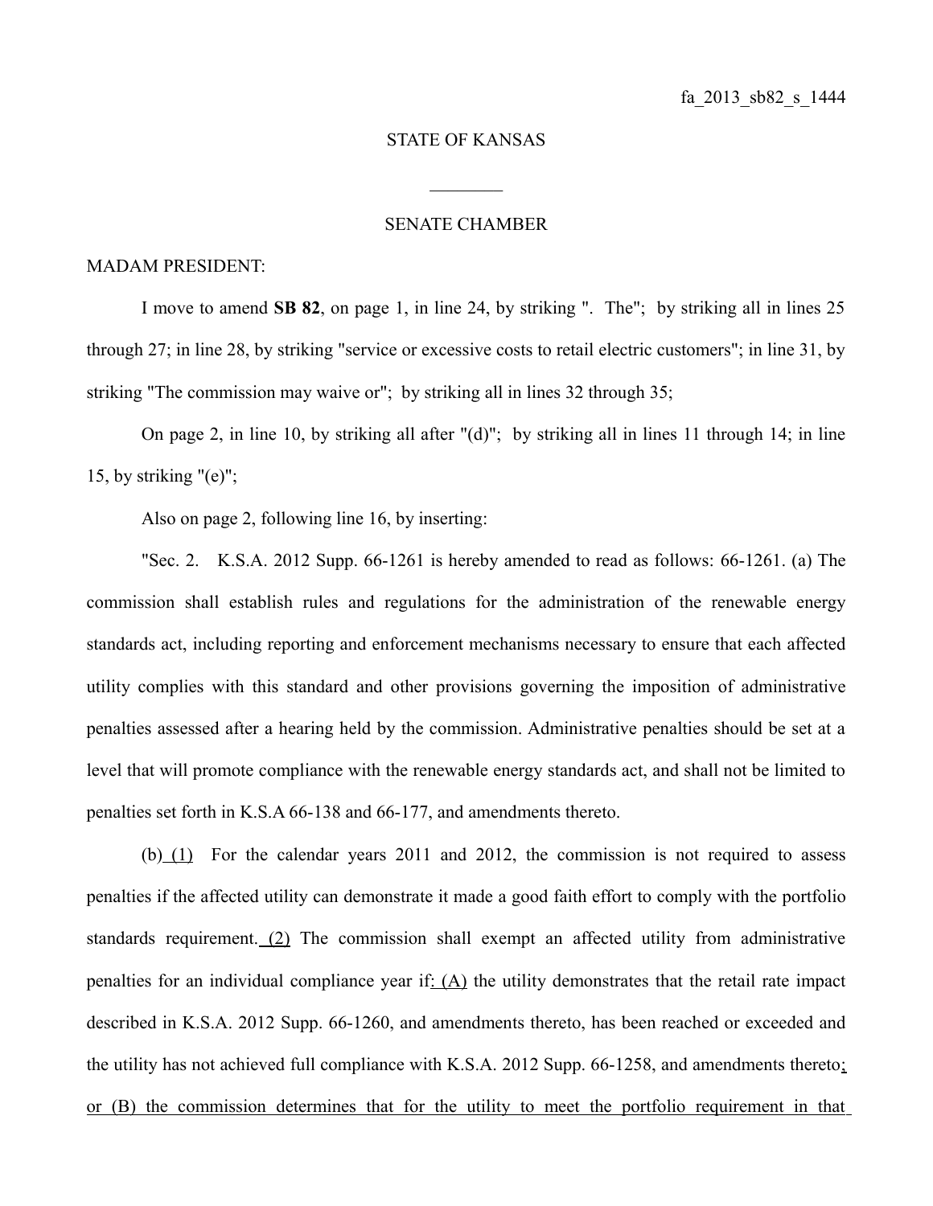fa_2013_sb82_s_1444

STATE OF KANSAS

________

SENATE CHAMBER

MADAM PRESIDENT:

I move to amend **SB 82**, on page 1, in line 24, by striking ". The"; by striking all in lines 25 through 27; in line 28, by striking "service or excessive costs to retail electric customers"; in line 31, by striking "The commission may waive or"; by striking all in lines 32 through 35;

On page 2, in line 10, by striking all after "(d)"; by striking all in lines 11 through 14; in line 15, by striking "(e)";

Also on page 2, following line 16, by inserting:

"Sec. 2. K.S.A. 2012 Supp. 66-1261 is hereby amended to read as follows: 66-1261. (a) The commission shall establish rules and regulations for the administration of the renewable energy standards act, including reporting and enforcement mechanisms necessary to ensure that each affected utility complies with this standard and other provisions governing the imposition of administrative penalties assessed after a hearing held by the commission. Administrative penalties should be set at a level that will promote compliance with the renewable energy standards act, and shall not be limited to penalties set forth in K.S.A 66-138 and 66-177, and amendments thereto.

(b) <u>(1)</u> For the calendar years 2011 and 2012, the commission is not required to assess penalties if the affected utility can demonstrate it made a good faith effort to comply with the portfolio standards requirement. <u>(2)</u> The commission shall exempt an affected utility from administrative penalties for an individual compliance year if<u>: (A)</u> the utility demonstrates that the retail rate impact described in K.S.A. 2012 Supp. 66-1260, and amendments thereto, has been reached or exceeded and the utility has not achieved full compliance with K.S.A. 2012 Supp. 66-1258, and amendments thereto<u>; or (B) the commission determines that for the utility to meet the portfolio requirement in that</u>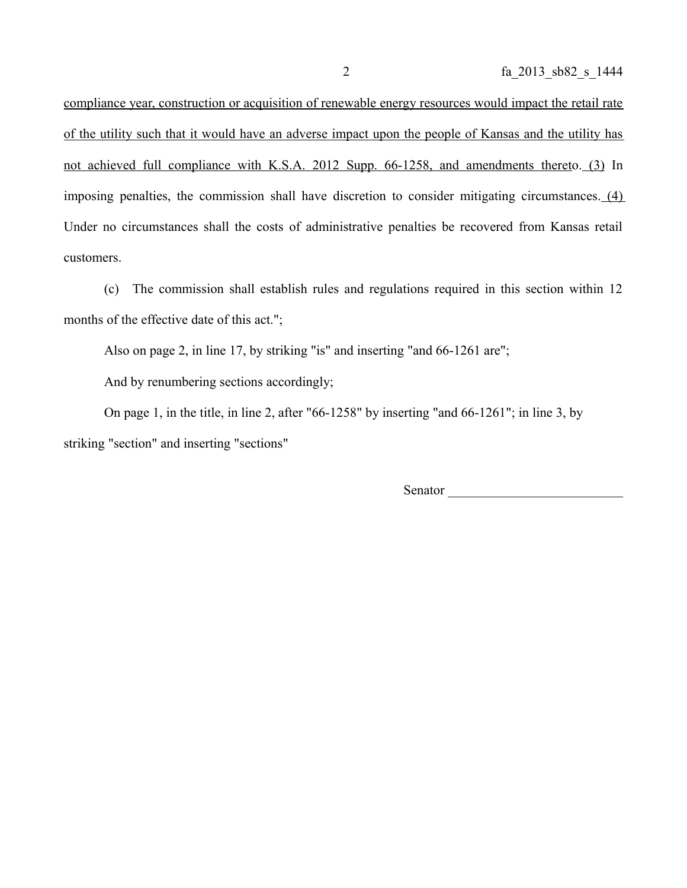compliance year, construction or acquisition of renewable energy resources would impact the retail rate of the utility such that it would have an adverse impact upon the people of Kansas and the utility has not achieved full compliance with K.S.A. 2012 Supp. 66-1258, and amendments thereto. (3) In imposing penalties, the commission shall have discretion to consider mitigating circumstances. (4) Under no circumstances shall the costs of administrative penalties be recovered from Kansas retail customers.

(c) The commission shall establish rules and regulations required in this section within 12 months of the effective date of this act.";

Also on page 2, in line 17, by striking "is" and inserting "and 66-1261 are";

And by renumbering sections accordingly;

On page 1, in the title, in line 2, after "66-1258" by inserting "and 66-1261"; in line 3, by striking "section" and inserting "sections"

Senator ___________________________